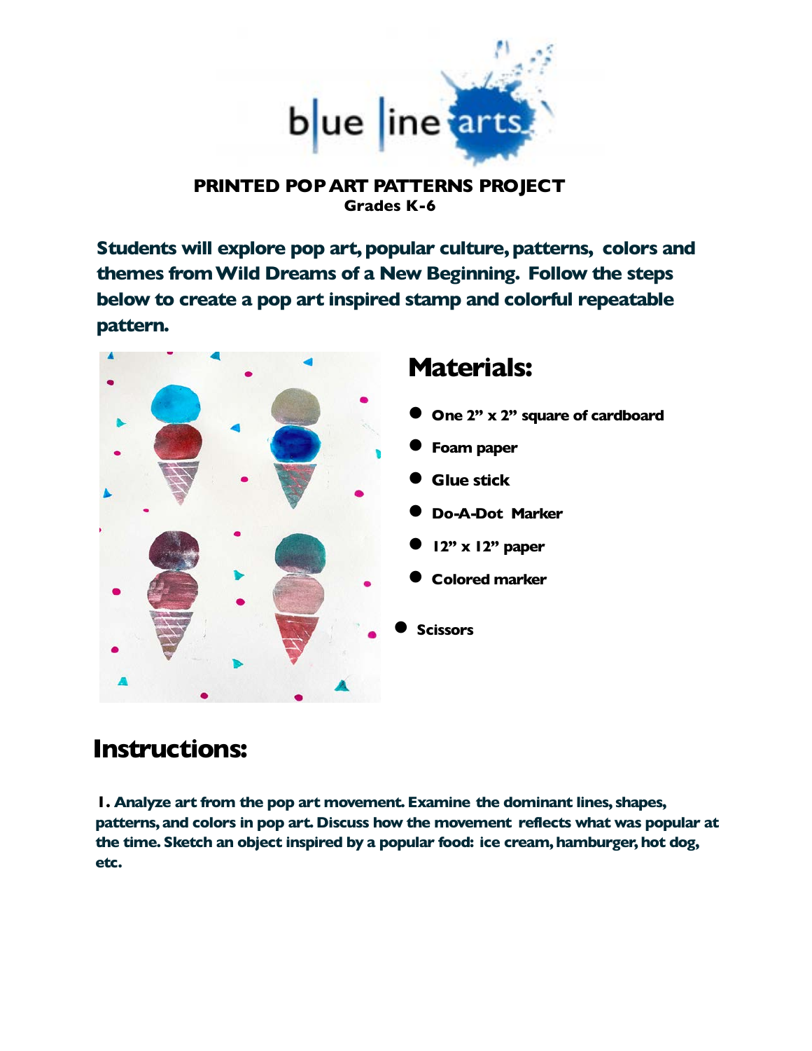# PRINTED POP ART PATTERNS PROJECT

**Grades K-6**

**Students will explore pop art, popular culture, patterns, colors and themes from Wild Dreams of a New Beginning. Follow the steps below to create a pop art inspired stamp and colorful repeatable pattern.**

## Materials:

- One 2" x 2" square of cardboard
- Foam paper
- Glue stick
- Do-A-Dot Marker
- 12" x 12" paper
- Colored marker
- Scissors

## Instructions:

**1.** Analyze art from the pop art movement. Examine the dominant lines, shapes, patterns, and colors in pop art. Discuss how the movement reflects what was popular at the time. Sketch an object inspired by a popular food: ice cream, hamburger, hot dog, etc.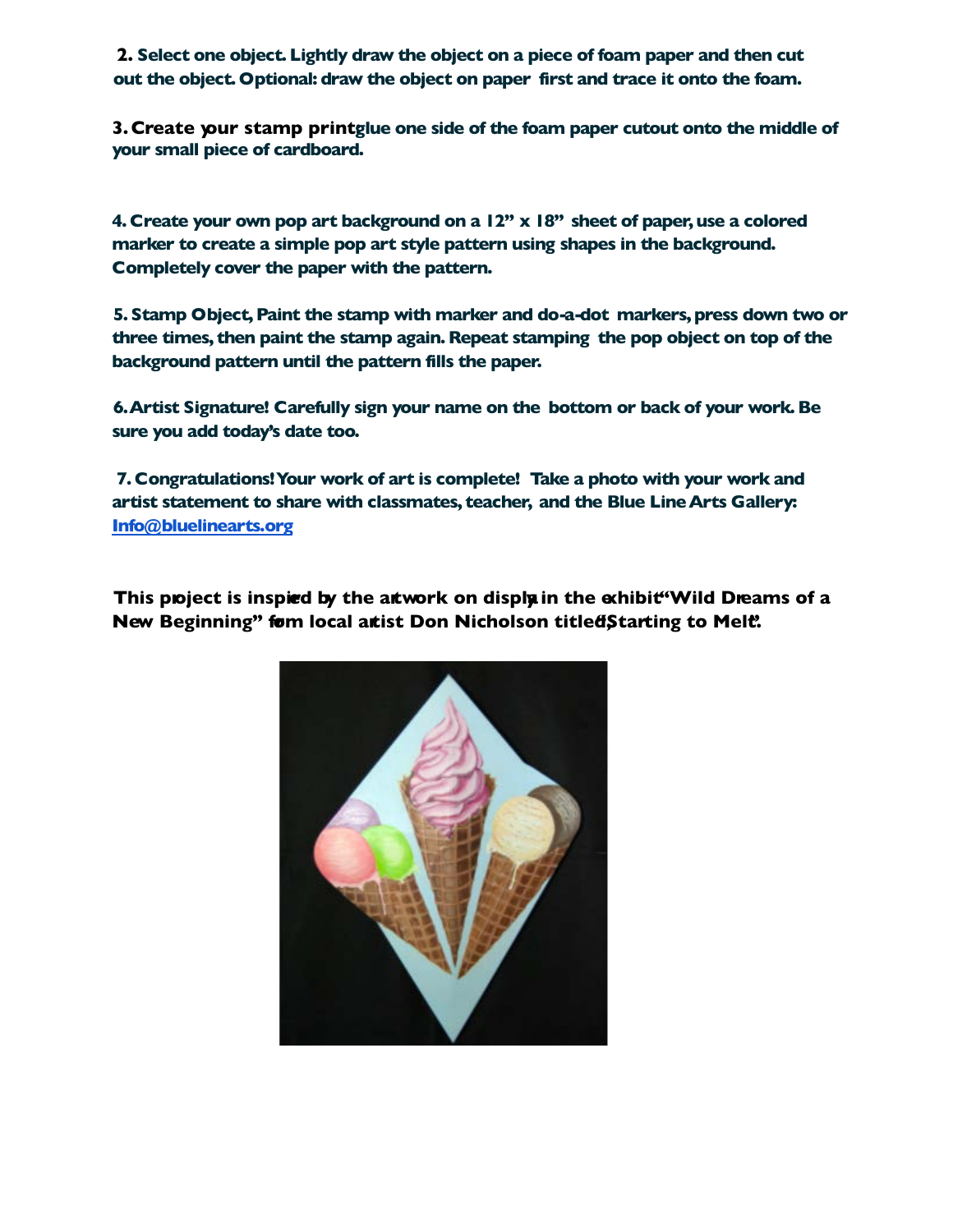**2. Select one object. Lightly draw the object on a piece of foam paper and then cut out the object. Optional: draw the object on paper first and trace it onto the foam.**

**3. Create your stamp print glue one side of the foam paper cutout onto the middle of your small piece of cardboard.**

**4. Create your own pop art background on a 12" x 18" sheet of paper, use a colored marker to create a simple pop art style pattern using shapes in the background. Completely cover the paper with the pattern.**

**5. Stamp Object, Paint the stamp with marker and do-a-dot markers, press down two or three times, then paint the stamp again. Repeat stamping the pop object on top of the background pattern until the pattern fills the paper.**

**6. Artist Signature! Carefully sign your name on the bottom or back of your work. Be sure you add today's date too.**

**7. Congratulations! Your work of art is complete! Take a photo with your work and artist statement to share with classmates, teacher, and the Blue Line Arts Gallery: [Info@bluelinearts.org](mailto:Info@bluelinearts.org)**

**This project is inspired by the artwork on display in the exhibit "Wild Dreams of a New Beginning" from local artist Don Nicholson titled, "Starting to Melt".**